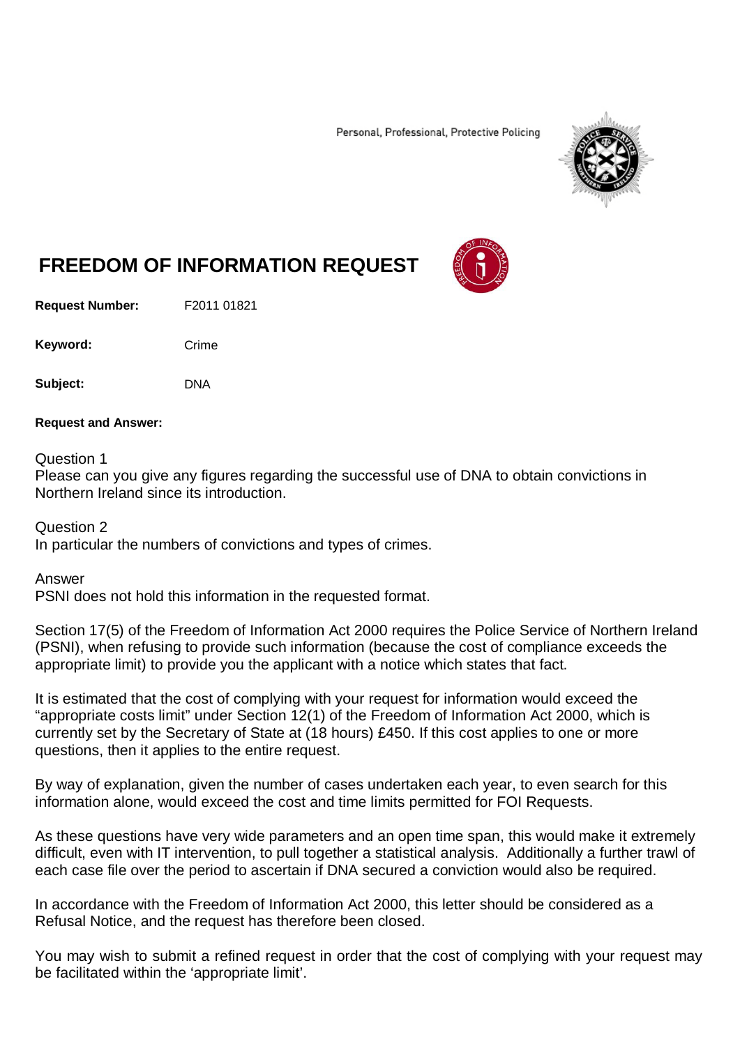Personal, Professional, Protective Policing

# FREEDOM OF INFORMATION REQUEST

**Request Number:** F2011 01821

**Keyword:** Crime

**Subject:** DNA

**Request and Answer:**

Question 1
Please can you give any figures regarding the successful use of DNA to obtain convictions in Northern Ireland since its introduction.

Question 2
In particular the numbers of convictions and types of crimes.

Answer
PSNI does not hold this information in the requested format.

Section 17(5) of the Freedom of Information Act 2000 requires the Police Service of Northern Ireland (PSNI), when refusing to provide such information (because the cost of compliance exceeds the appropriate limit) to provide you the applicant with a notice which states that fact.

It is estimated that the cost of complying with your request for information would exceed the "appropriate costs limit" under Section 12(1) of the Freedom of Information Act 2000, which is currently set by the Secretary of State at (18 hours) £450. If this cost applies to one or more questions, then it applies to the entire request.

By way of explanation, given the number of cases undertaken each year, to even search for this information alone, would exceed the cost and time limits permitted for FOI Requests.

As these questions have very wide parameters and an open time span, this would make it extremely difficult, even with IT intervention, to pull together a statistical analysis. Additionally a further trawl of each case file over the period to ascertain if DNA secured a conviction would also be required.

In accordance with the Freedom of Information Act 2000, this letter should be considered as a Refusal Notice, and the request has therefore been closed.

You may wish to submit a refined request in order that the cost of complying with your request may be facilitated within the 'appropriate limit'.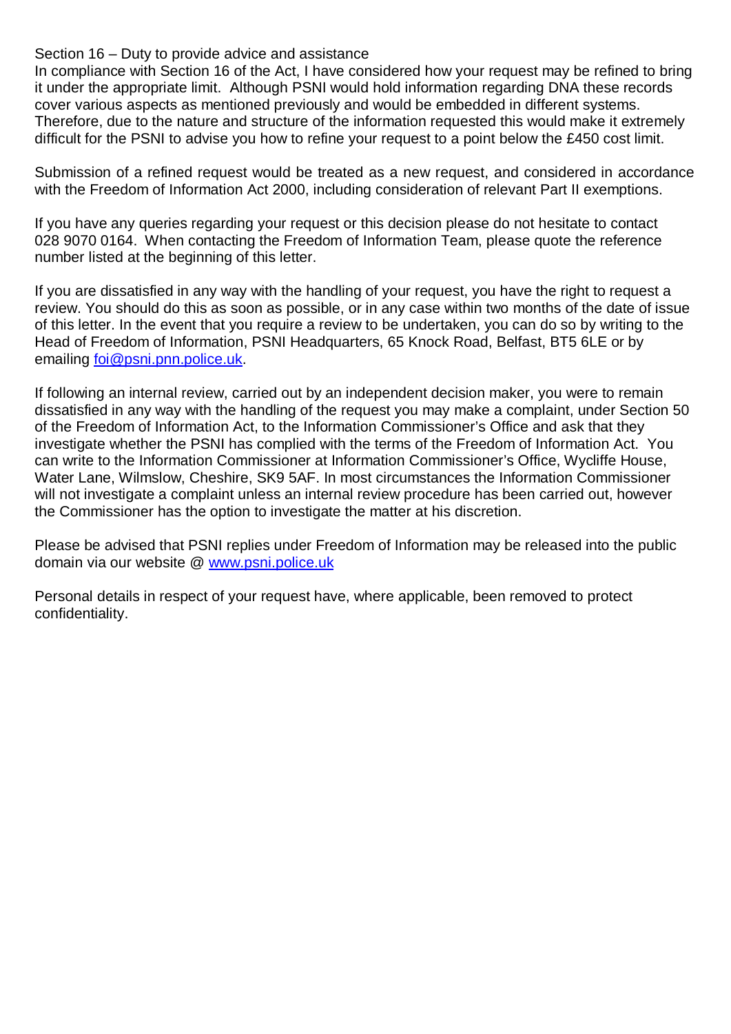Section 16 – Duty to provide advice and assistance

In compliance with Section 16 of the Act, I have considered how your request may be refined to bring it under the appropriate limit. Although PSNI would hold information regarding DNA these records cover various aspects as mentioned previously and would be embedded in different systems. Therefore, due to the nature and structure of the information requested this would make it extremely difficult for the PSNI to advise you how to refine your request to a point below the £450 cost limit.

Submission of a refined request would be treated as a new request, and considered in accordance with the Freedom of Information Act 2000, including consideration of relevant Part II exemptions.

If you have any queries regarding your request or this decision please do not hesitate to contact 028 9070 0164. When contacting the Freedom of Information Team, please quote the reference number listed at the beginning of this letter.

If you are dissatisfied in any way with the handling of your request, you have the right to request a review. You should do this as soon as possible, or in any case within two months of the date of issue of this letter. In the event that you require a review to be undertaken, you can do so by writing to the Head of Freedom of Information, PSNI Headquarters, 65 Knock Road, Belfast, BT5 6LE or by emailing foi@psni.pnn.police.uk.

If following an internal review, carried out by an independent decision maker, you were to remain dissatisfied in any way with the handling of the request you may make a complaint, under Section 50 of the Freedom of Information Act, to the Information Commissioner's Office and ask that they investigate whether the PSNI has complied with the terms of the Freedom of Information Act. You can write to the Information Commissioner at Information Commissioner's Office, Wycliffe House, Water Lane, Wilmslow, Cheshire, SK9 5AF. In most circumstances the Information Commissioner will not investigate a complaint unless an internal review procedure has been carried out, however the Commissioner has the option to investigate the matter at his discretion.

Please be advised that PSNI replies under Freedom of Information may be released into the public domain via our website @ www.psni.police.uk

Personal details in respect of your request have, where applicable, been removed to protect confidentiality.